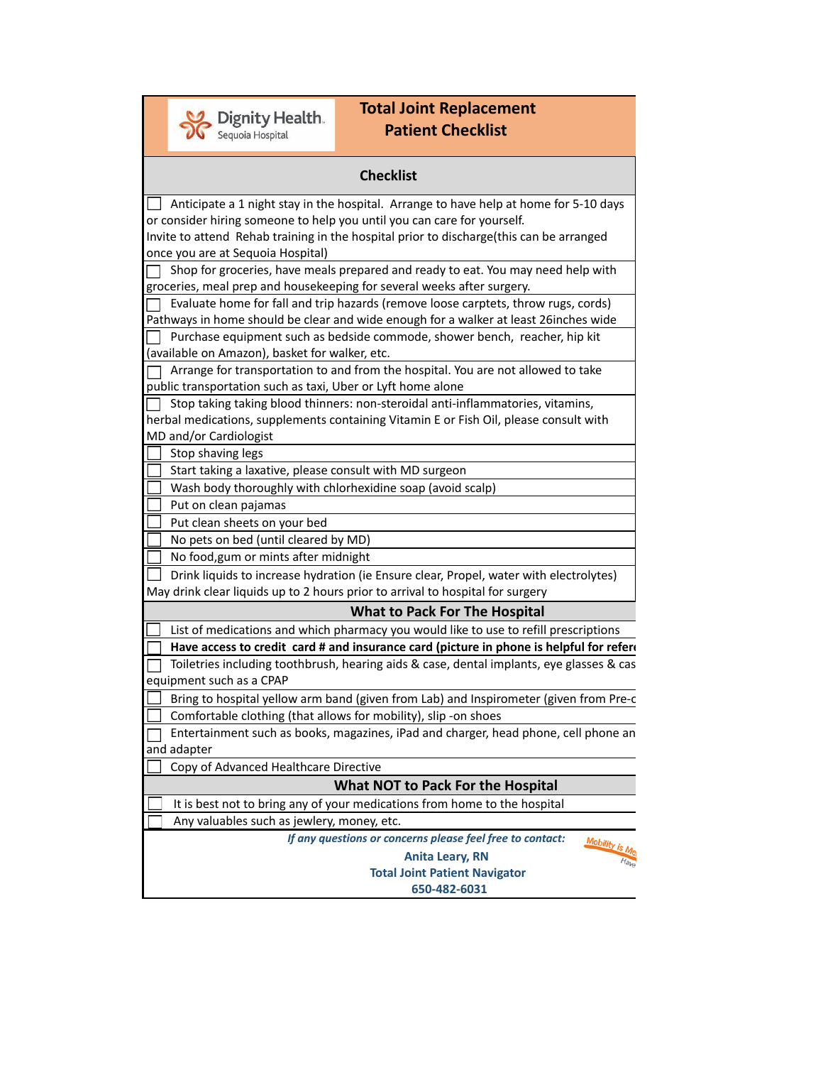Dignity Health. Sequoia Hospital

# Total Joint Replacement Patient Checklist

## Checklist

- [ ] Anticipate a 1 night stay in the hospital. Arrange to have help at home for 5-10 days or consider hiring someone to help you until you can care for yourself.
  Invite to attend Rehab training in the hospital prior to discharge(this can be arranged once you are at Sequoia Hospital)
- [ ] Shop for groceries, have meals prepared and ready to eat. You may need help with groceries, meal prep and housekeeping for several weeks after surgery.
- [ ] Evaluate home for fall and trip hazards (remove loose carptets, throw rugs, cords) Pathways in home should be clear and wide enough for a walker at least 26inches wide
- [ ] Purchase equipment such as bedside commode, shower bench, reacher, hip kit (available on Amazon), basket for walker, etc.
- [ ] Arrange for transportation to and from the hospital. You are not allowed to take public transportation such as taxi, Uber or Lyft home alone
- [ ] Stop taking taking blood thinners: non-steroidal anti-inflammatories, vitamins, herbal medications, supplements containing Vitamin E or Fish Oil, please consult with MD and/or Cardiologist
- [ ] Stop shaving legs
- [ ] Start taking a laxative, please consult with MD surgeon
- [ ] Wash body thoroughly with chlorhexidine soap (avoid scalp)
- [ ] Put on clean pajamas
- [ ] Put clean sheets on your bed
- [ ] No pets on bed (until cleared by MD)
- [ ] No food,gum or mints after midnight
- [ ] Drink liquids to increase hydration (ie Ensure clear, Propel, water with electrolytes) May drink clear liquids up to 2 hours prior to arrival to hospital for surgery

## What to Pack For The Hospital

- [ ] List of medications and which pharmacy you would like to use to refill prescriptions
- [ ] **Have access to credit card # and insurance card (picture in phone is helpful for refer**
- [ ] Toiletries including toothbrush, hearing aids & case, dental implants, eye glasses & cas equipment such as a CPAP
- [ ] Bring to hospital yellow arm band (given from Lab) and Inspirometer (given from Pre-c
- [ ] Comfortable clothing (that allows for mobility), slip -on shoes
- [ ] Entertainment such as books, magazines, iPad and charger, head phone, cell phone an and adapter
- [ ] Copy of Advanced Healthcare Directive

## What NOT to Pack For the Hospital

- [ ] It is best not to bring any of your medications from home to the hospital
- [ ] Any valuables such as jewlery, money, etc.

*If any questions or concerns please feel free to contact:*

**Anita Leary, RN**
**Total Joint Patient Navigator**
**650-482-6031**

Mobility is Me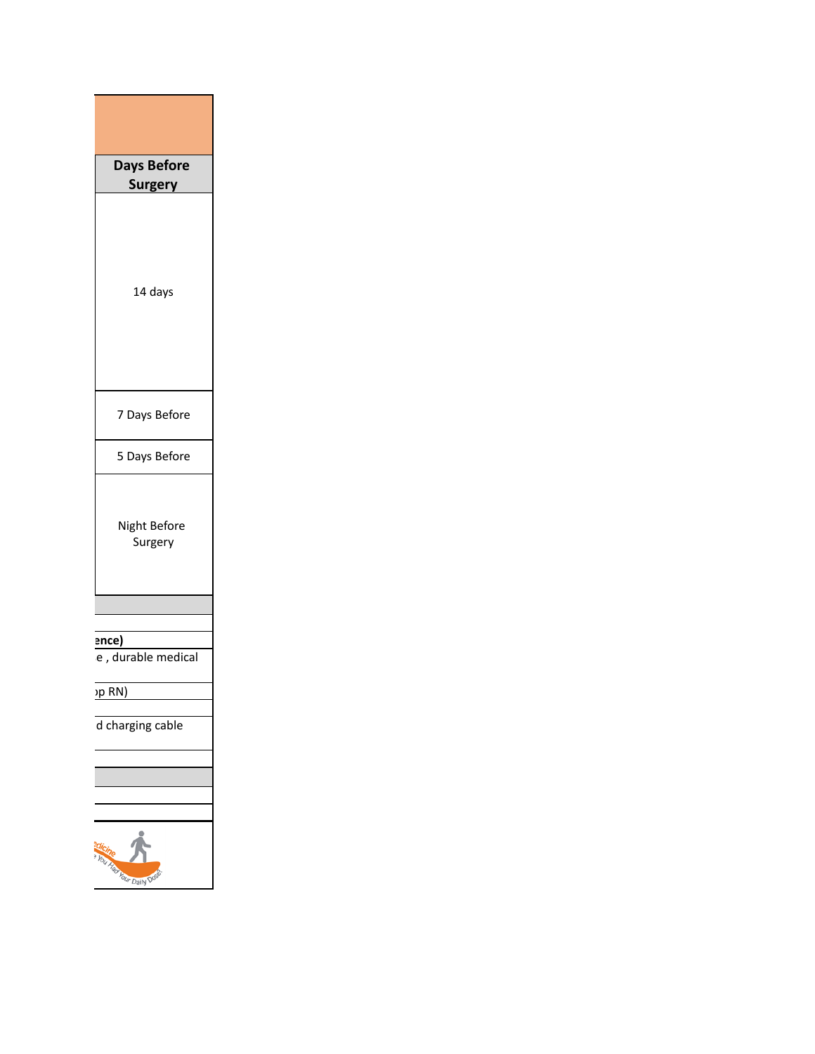| Days Before Surgery |
|---|
| 14 days |
| 7 Days Before |
| 5 Days Before |
| Night Before Surgery |
| |
| |
| ence) |
| e , durable medical |
| p RN) |
| |
| d charging cable |
| |
| |
| |
| |